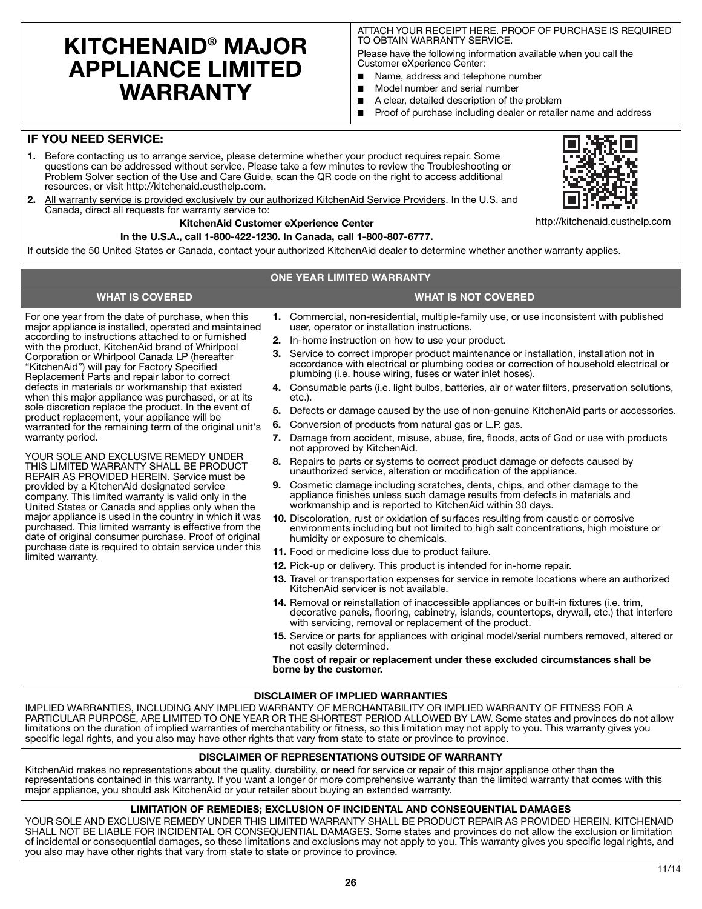// KITCHENAID® MAJOR APPLIANCE LIMITED WARRANTY

ATTACH YOUR RECEIPT HERE. PROOF OF PURCHASE IS REQUIRED TO OBTAIN WARRANTY SERVICE.

Please have the following information available when you call the Customer eXperience Center:

- Name, address and telephone number
- Model number and serial number
- A clear, detailed description of the problem
- Proof of purchase including dealer or retailer name and address

## IF YOU NEED SERVICE:

1. Before contacting us to arrange service, please determine whether your product requires repair. Some questions can be addressed without service. Please take a few minutes to review the Troubleshooting or Problem Solver section of the Use and Care Guide, scan the QR code on the right to access additional resources, or visit http://kitchenaid.custhelp.com.
2. All warranty service is provided exclusively by our authorized KitchenAid Service Providers. In the U.S. and Canada, direct all requests for warranty service to:

**KitchenAid Customer eXperience Center**

**In the U.S.A., call 1-800-422-1230. In Canada, call 1-800-807-6777.**

http://kitchenaid.custhelp.com

If outside the 50 United States or Canada, contact your authorized KitchenAid dealer to determine whether another warranty applies.

## ONE YEAR LIMITED WARRANTY

### WHAT IS COVERED

For one year from the date of purchase, when this major appliance is installed, operated and maintained according to instructions attached to or furnished with the product, KitchenAid brand of Whirlpool Corporation or Whirlpool Canada LP (hereafter "KitchenAid") will pay for Factory Specified Replacement Parts and repair labor to correct defects in materials or workmanship that existed when this major appliance was purchased, or at its sole discretion replace the product. In the event of product replacement, your appliance will be warranted for the remaining term of the original unit's warranty period.

YOUR SOLE AND EXCLUSIVE REMEDY UNDER THIS LIMITED WARRANTY SHALL BE PRODUCT REPAIR AS PROVIDED HEREIN. Service must be provided by a KitchenAid designated service company. This limited warranty is valid only in the United States or Canada and applies only when the major appliance is used in the country in which it was purchased. This limited warranty is effective from the date of original consumer purchase. Proof of original purchase date is required to obtain service under this limited warranty.

### WHAT IS NOT COVERED

1. Commercial, non-residential, multiple-family use, or use inconsistent with published user, operator or installation instructions.
2. In-home instruction on how to use your product.
3. Service to correct improper product maintenance or installation, installation not in accordance with electrical or plumbing codes or correction of household electrical or plumbing (i.e. house wiring, fuses or water inlet hoses).
4. Consumable parts (i.e. light bulbs, batteries, air or water filters, preservation solutions, etc.).
5. Defects or damage caused by the use of non-genuine KitchenAid parts or accessories.
6. Conversion of products from natural gas or L.P. gas.
7. Damage from accident, misuse, abuse, fire, floods, acts of God or use with products not approved by KitchenAid.
8. Repairs to parts or systems to correct product damage or defects caused by unauthorized service, alteration or modification of the appliance.
9. Cosmetic damage including scratches, dents, chips, and other damage to the appliance finishes unless such damage results from defects in materials and workmanship and is reported to KitchenAid within 30 days.
10. Discoloration, rust or oxidation of surfaces resulting from caustic or corrosive environments including but not limited to high salt concentrations, high moisture or humidity or exposure to chemicals.
11. Food or medicine loss due to product failure.
12. Pick-up or delivery. This product is intended for in-home repair.
13. Travel or transportation expenses for service in remote locations where an authorized KitchenAid servicer is not available.
14. Removal or reinstallation of inaccessible appliances or built-in fixtures (i.e. trim, decorative panels, flooring, cabinetry, islands, countertops, drywall, etc.) that interfere with servicing, removal or replacement of the product.
15. Service or parts for appliances with original model/serial numbers removed, altered or not easily determined.

**The cost of repair or replacement under these excluded circumstances shall be borne by the customer.**

### DISCLAIMER OF IMPLIED WARRANTIES

IMPLIED WARRANTIES, INCLUDING ANY IMPLIED WARRANTY OF MERCHANTABILITY OR IMPLIED WARRANTY OF FITNESS FOR A PARTICULAR PURPOSE, ARE LIMITED TO ONE YEAR OR THE SHORTEST PERIOD ALLOWED BY LAW. Some states and provinces do not allow limitations on the duration of implied warranties of merchantability or fitness, so this limitation may not apply to you. This warranty gives you specific legal rights, and you also may have other rights that vary from state to state or province to province.

### DISCLAIMER OF REPRESENTATIONS OUTSIDE OF WARRANTY

KitchenAid makes no representations about the quality, durability, or need for service or repair of this major appliance other than the representations contained in this warranty. If you want a longer or more comprehensive warranty than the limited warranty that comes with this major appliance, you should ask KitchenAid or your retailer about buying an extended warranty.

### LIMITATION OF REMEDIES; EXCLUSION OF INCIDENTAL AND CONSEQUENTIAL DAMAGES

YOUR SOLE AND EXCLUSIVE REMEDY UNDER THIS LIMITED WARRANTY SHALL BE PRODUCT REPAIR AS PROVIDED HEREIN. KITCHENAID SHALL NOT BE LIABLE FOR INCIDENTAL OR CONSEQUENTIAL DAMAGES. Some states and provinces do not allow the exclusion or limitation of incidental or consequential damages, so these limitations and exclusions may not apply to you. This warranty gives you specific legal rights, and you also may have other rights that vary from state to state or province to province.

11/14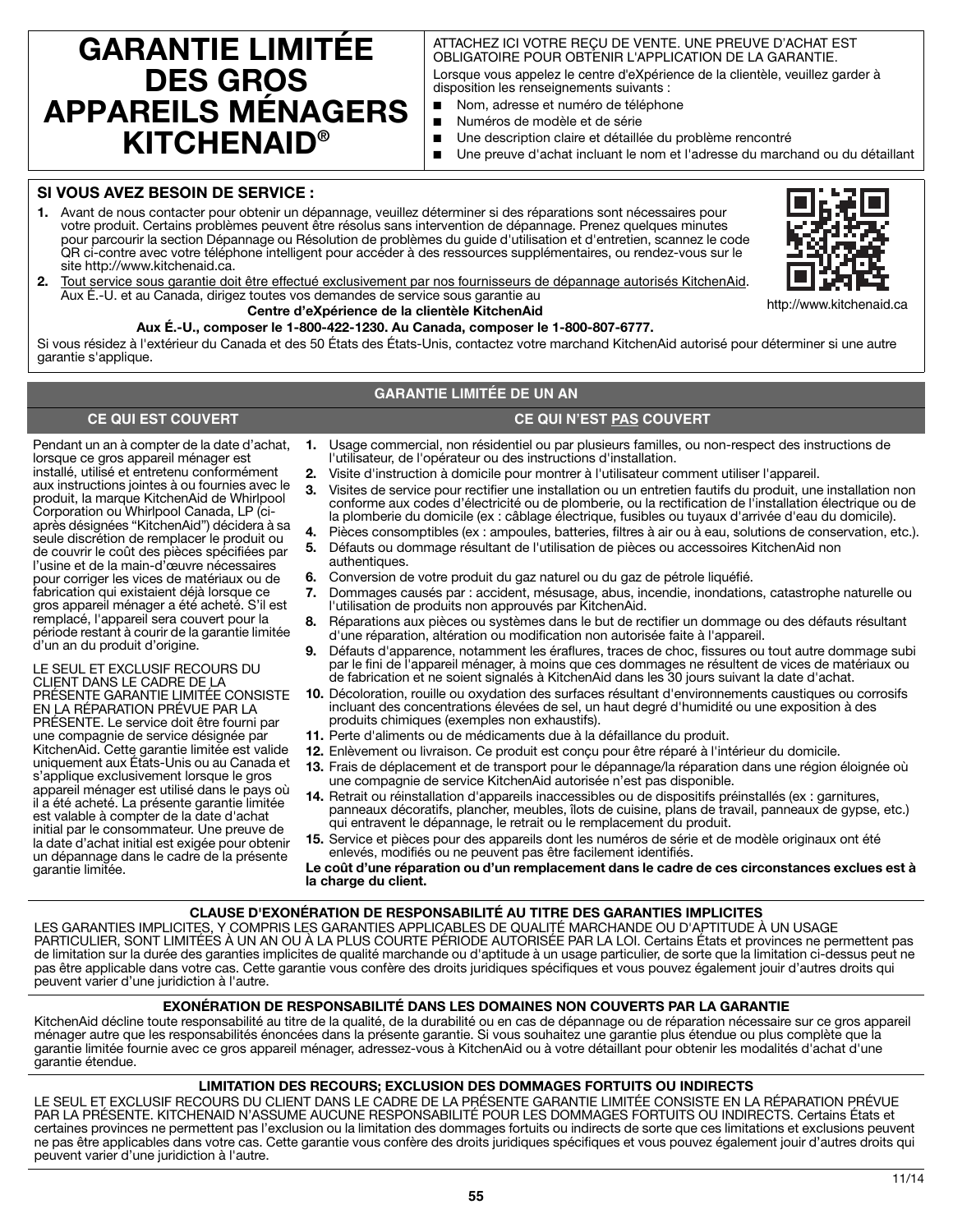# GARANTIE LIMITÉE DES GROS APPAREILS MÉNAGERS KITCHENAID®

ATTACHEZ ICI VOTRE REÇU DE VENTE. UNE PREUVE D'ACHAT EST OBLIGATOIRE POUR OBTENIR L'APPLICATION DE LA GARANTIE.

Lorsque vous appelez le centre d'eXpérience de la clientèle, veuillez garder à disposition les renseignements suivants :

- Nom, adresse et numéro de téléphone
- Numéros de modèle et de série
- Une description claire et détaillée du problème rencontré
- Une preuve d'achat incluant le nom et l'adresse du marchand ou du détaillant

## SI VOUS AVEZ BESOIN DE SERVICE :

1. Avant de nous contacter pour obtenir un dépannage, veuillez déterminer si des réparations sont nécessaires pour votre produit. Certains problèmes peuvent être résolus sans intervention de dépannage. Prenez quelques minutes pour parcourir la section Dépannage ou Résolution de problèmes du guide d'utilisation et d'entretien, scannez le code QR ci-contre avec votre téléphone intelligent pour accéder à des ressources supplémentaires, ou rendez-vous sur le site http://www.kitchenaid.ca.
2. Tout service sous garantie doit être effectué exclusivement par nos fournisseurs de dépannage autorisés KitchenAid. Aux É.-U. et au Canada, dirigez toutes vos demandes de service sous garantie au

**Centre d'eXpérience de la clientèle KitchenAid**

**Aux É.-U., composer le 1-800-422-1230. Au Canada, composer le 1-800-807-6777.**

http://www.kitchenaid.ca

Si vous résidez à l'extérieur du Canada et des 50 États des États-Unis, contactez votre marchand KitchenAid autorisé pour déterminer si une autre garantie s'applique.

## GARANTIE LIMITÉE DE UN AN

### CE QUI EST COUVERT

Pendant un an à compter de la date d'achat, lorsque ce gros appareil ménager est installé, utilisé et entretenu conformément aux instructions jointes à ou fournies avec le produit, la marque KitchenAid de Whirlpool Corporation ou Whirlpool Canada, LP (ci-après désignées "KitchenAid") décidera à sa seule discrétion de remplacer le produit ou de couvrir le coût des pièces spécifiées par l'usine et de la main-d'œuvre nécessaires pour corriger les vices de matériaux ou de fabrication qui existaient déjà lorsque ce gros appareil ménager a été acheté. S'il est remplacé, l'appareil sera couvert pour la période restant à courir de la garantie limitée d'un an du produit d'origine.

LE SEUL ET EXCLUSIF RECOURS DU CLIENT DANS LE CADRE DE LA PRÉSENTE GARANTIE LIMITÉE CONSISTE EN LA RÉPARATION PRÉVUE PAR LA PRÉSENTE. Le service doit être fourni par une compagnie de service désignée par KitchenAid. Cette garantie limitée est valide uniquement aux États-Unis ou au Canada et s'applique exclusivement lorsque le gros appareil ménager est utilisé dans le pays où il a été acheté. La présente garantie limitée est valable à compter de la date d'achat initial par le consommateur. Une preuve de la date d'achat initial est exigée pour obtenir un dépannage dans le cadre de la présente garantie limitée.

### CE QUI N'EST PAS COUVERT

1. Usage commercial, non résidentiel ou par plusieurs familles, ou non-respect des instructions de l'utilisateur, de l'opérateur ou des instructions d'installation.
2. Visite d'instruction à domicile pour montrer à l'utilisateur comment utiliser l'appareil.
3. Visites de service pour rectifier une installation ou un entretien fautifs du produit, une installation non conforme aux codes d'électricité ou de plomberie, ou la rectification de l'installation électrique ou de la plomberie du domicile (ex : câblage électrique, fusibles ou tuyaux d'arrivée d'eau du domicile).
4. Pièces consomptibles (ex : ampoules, batteries, filtres à air ou à eau, solutions de conservation, etc.).
5. Défauts ou dommage résultant de l'utilisation de pièces ou accessoires KitchenAid non authentiques.
6. Conversion de votre produit du gaz naturel ou du gaz de pétrole liquéfié.
7. Dommages causés par : accident, mésusage, abus, incendie, inondations, catastrophe naturelle ou l'utilisation de produits non approuvés par KitchenAid.
8. Réparations aux pièces ou systèmes dans le but de rectifier un dommage ou des défauts résultant d'une réparation, altération ou modification non autorisée faite à l'appareil.
9. Défauts d'apparence, notamment les éraflures, traces de choc, fissures ou tout autre dommage subi par le fini de l'appareil ménager, à moins que ces dommages ne résultent de vices de matériaux ou de fabrication et ne soient signalés à KitchenAid dans les 30 jours suivant la date d'achat.
10. Décoloration, rouille ou oxydation des surfaces résultant d'environnements caustiques ou corrosifs incluant des concentrations élevées de sel, un haut degré d'humidité ou une exposition à des produits chimiques (exemples non exhaustifs).
11. Perte d'aliments ou de médicaments due à la défaillance du produit.
12. Enlèvement ou livraison. Ce produit est conçu pour être réparé à l'intérieur du domicile.
13. Frais de déplacement et de transport pour le dépannage/la réparation dans une région éloignée où une compagnie de service KitchenAid autorisée n'est pas disponible.
14. Retrait ou réinstallation d'appareils inaccessibles ou de dispositifs préinstallés (ex : garnitures, panneaux décoratifs, plancher, meubles, îlots de cuisine, plans de travail, panneaux de gypse, etc.) qui entravent le dépannage, le retrait ou le remplacement du produit.
15. Service et pièces pour des appareils dont les numéros de série et de modèle originaux ont été enlevés, modifiés ou ne peuvent pas être facilement identifiés.

**Le coût d'une réparation ou d'un remplacement dans le cadre de ces circonstances exclues est à la charge du client.**

## CLAUSE D'EXONÉRATION DE RESPONSABILITÉ AU TITRE DES GARANTIES IMPLICITES

LES GARANTIES IMPLICITES, Y COMPRIS LES GARANTIES APPLICABLES DE QUALITÉ MARCHANDE OU D'APTITUDE À UN USAGE PARTICULIER, SONT LIMITÉES À UN AN OU À LA PLUS COURTE PÉRIODE AUTORISÉE PAR LA LOI. Certains États et provinces ne permettent pas de limitation sur la durée des garanties implicites de qualité marchande ou d'aptitude à un usage particulier, de sorte que la limitation ci-dessus peut ne pas être applicable dans votre cas. Cette garantie vous confère des droits juridiques spécifiques et vous pouvez également jouir d'autres droits qui peuvent varier d'une juridiction à l'autre.

## EXONÉRATION DE RESPONSABILITÉ DANS LES DOMAINES NON COUVERTS PAR LA GARANTIE

KitchenAid décline toute responsabilité au titre de la qualité, de la durabilité ou en cas de dépannage ou de réparation nécessaire sur ce gros appareil ménager autre que les responsabilités énoncées dans la présente garantie. Si vous souhaitez une garantie plus étendue ou plus complète que la garantie limitée fournie avec ce gros appareil ménager, adressez-vous à KitchenAid ou à votre détaillant pour obtenir les modalités d'achat d'une garantie étendue.

## LIMITATION DES RECOURS; EXCLUSION DES DOMMAGES FORTUITS OU INDIRECTS

LE SEUL ET EXCLUSIF RECOURS DU CLIENT DANS LE CADRE DE LA PRÉSENTE GARANTIE LIMITÉE CONSISTE EN LA RÉPARATION PRÉVUE PAR LA PRÉSENTE. KITCHENAID N'ASSUME AUCUNE RESPONSABILITÉ POUR LES DOMMAGES FORTUITS OU INDIRECTS. Certains États et certaines provinces ne permettent pas l'exclusion ou la limitation des dommages fortuits ou indirects de sorte que ces limitations et exclusions peuvent ne pas être applicables dans votre cas. Cette garantie vous confère des droits juridiques spécifiques et vous pouvez également jouir d'autres droits qui peuvent varier d'une juridiction à l'autre.

11/14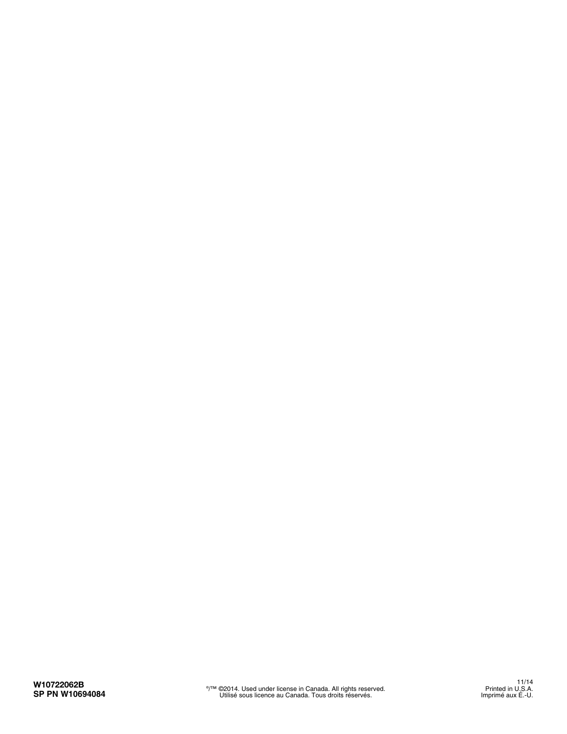**W10722062B**
**SP PN W10694084**

®/™ ©2014. Used under license in Canada. All rights reserved.
Utilisé sous licence au Canada. Tous droits réservés.

11/14
Printed in U.S.A.
Imprimé aux É.-U.